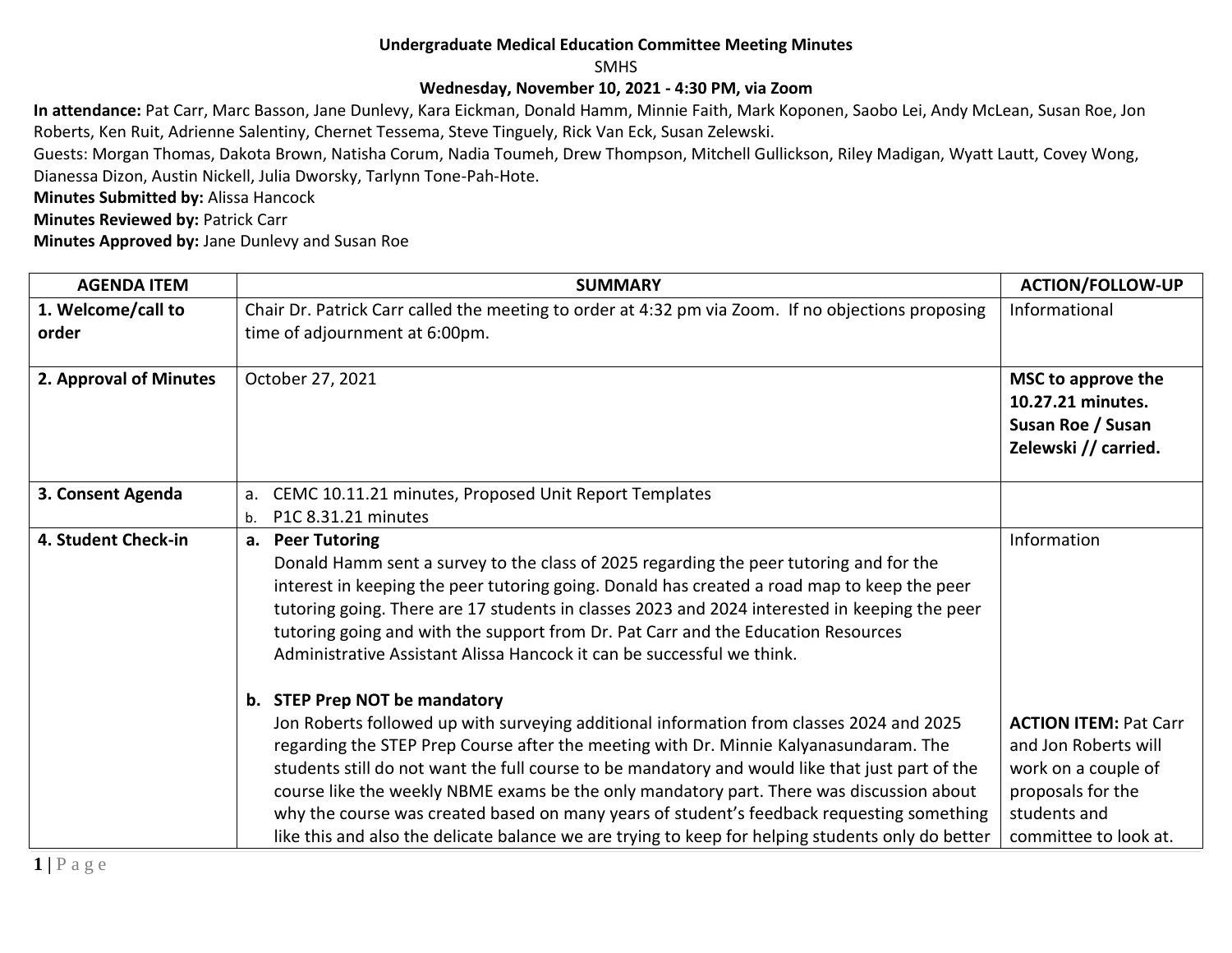**Undergraduate Medical Education Committee Meeting Minutes**

SMHS

**Wednesday, November 10, 2021 - 4:30 PM, via Zoom**

**In attendance:** Pat Carr, Marc Basson, Jane Dunlevy, Kara Eickman, Donald Hamm, Minnie Faith, Mark Koponen, Saobo Lei, Andy McLean, Susan Roe, Jon Roberts, Ken Ruit, Adrienne Salentiny, Chernet Tessema, Steve Tinguely, Rick Van Eck, Susan Zelewski.

Guests: Morgan Thomas, Dakota Brown, Natisha Corum, Nadia Toumeh, Drew Thompson, Mitchell Gullickson, Riley Madigan, Wyatt Lautt, Covey Wong, Dianessa Dizon, Austin Nickell, Julia Dworsky, Tarlynn Tone-Pah-Hote.

**Minutes Submitted by:** Alissa Hancock

**Minutes Reviewed by:** Patrick Carr

**Minutes Approved by:** Jane Dunlevy and Susan Roe

| AGENDA ITEM | SUMMARY | ACTION/FOLLOW-UP |
|---|---|---|
| **1. Welcome/call to order** | Chair Dr. Patrick Carr called the meeting to order at 4:32 pm via Zoom. If no objections proposing time of adjournment at 6:00pm. | Informational |
| **2. Approval of Minutes** | October 27, 2021 | **MSC to approve the 10.27.21 minutes. Susan Roe / Susan Zelewski // carried.** |
| **3. Consent Agenda** | a. CEMC 10.11.21 minutes, Proposed Unit Report Templates<br>b. P1C 8.31.21 minutes | |
| **4. Student Check-in** | **a. Peer Tutoring**<br>Donald Hamm sent a survey to the class of 2025 regarding the peer tutoring and for the interest in keeping the peer tutoring going. Donald has created a road map to keep the peer tutoring going. There are 17 students in classes 2023 and 2024 interested in keeping the peer tutoring going and with the support from Dr. Pat Carr and the Education Resources Administrative Assistant Alissa Hancock it can be successful we think.<br><br>**b. STEP Prep NOT be mandatory**<br>Jon Roberts followed up with surveying additional information from classes 2024 and 2025 regarding the STEP Prep Course after the meeting with Dr. Minnie Kalyanasundaram. The students still do not want the full course to be mandatory and would like that just part of the course like the weekly NBME exams be the only mandatory part. There was discussion about why the course was created based on many years of student's feedback requesting something like this and also the delicate balance we are trying to keep for helping students only do better | Information<br><br><br><br><br><br>**ACTION ITEM:** Pat Carr and Jon Roberts will work on a couple of proposals for the students and committee to look at. |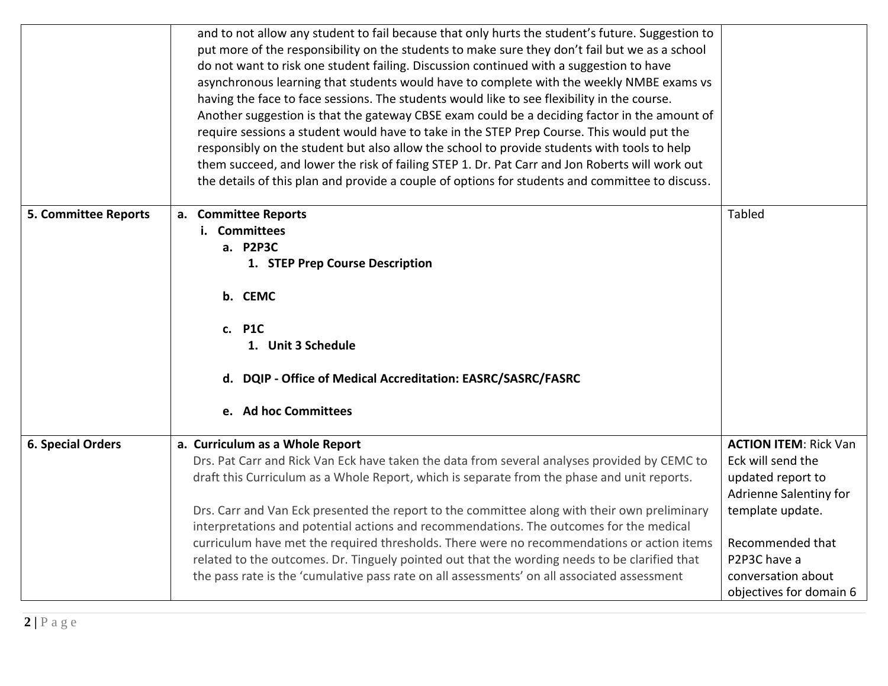| | | |
|---|---|---|
| | and to not allow any student to fail because that only hurts the student's future. Suggestion to put more of the responsibility on the students to make sure they don't fail but we as a school do not want to risk one student failing. Discussion continued with a suggestion to have asynchronous learning that students would have to complete with the weekly NMBE exams vs having the face to face sessions. The students would like to see flexibility in the course. Another suggestion is that the gateway CBSE exam could be a deciding factor in the amount of require sessions a student would have to take in the STEP Prep Course. This would put the responsibly on the student but also allow the school to provide students with tools to help them succeed, and lower the risk of failing STEP 1. Dr. Pat Carr and Jon Roberts will work out the details of this plan and provide a couple of options for students and committee to discuss. | |
| **5. Committee Reports** | **a. Committee Reports**<br>**i. Committees**<br>**a. P2P3C**<br>**1. STEP Prep Course Description**<br><br>**b. CEMC**<br><br>**c. P1C**<br>**1. Unit 3 Schedule**<br><br>**d. DQIP - Office of Medical Accreditation: EASRC/SASRC/FASRC**<br><br>**e. Ad hoc Committees** | Tabled |
| **6. Special Orders** | **a. Curriculum as a Whole Report**<br>Drs. Pat Carr and Rick Van Eck have taken the data from several analyses provided by CEMC to draft this Curriculum as a Whole Report, which is separate from the phase and unit reports.<br><br>Drs. Carr and Van Eck presented the report to the committee along with their own preliminary interpretations and potential actions and recommendations. The outcomes for the medical curriculum have met the required thresholds. There were no recommendations or action items related to the outcomes. Dr. Tinguely pointed out that the wording needs to be clarified that the pass rate is the 'cumulative pass rate on all assessments' on all associated assessment | **ACTION ITEM**: Rick Van Eck will send the updated report to Adrienne Salentiny for template update.<br><br>Recommended that P2P3C have a conversation about objectives for domain 6 |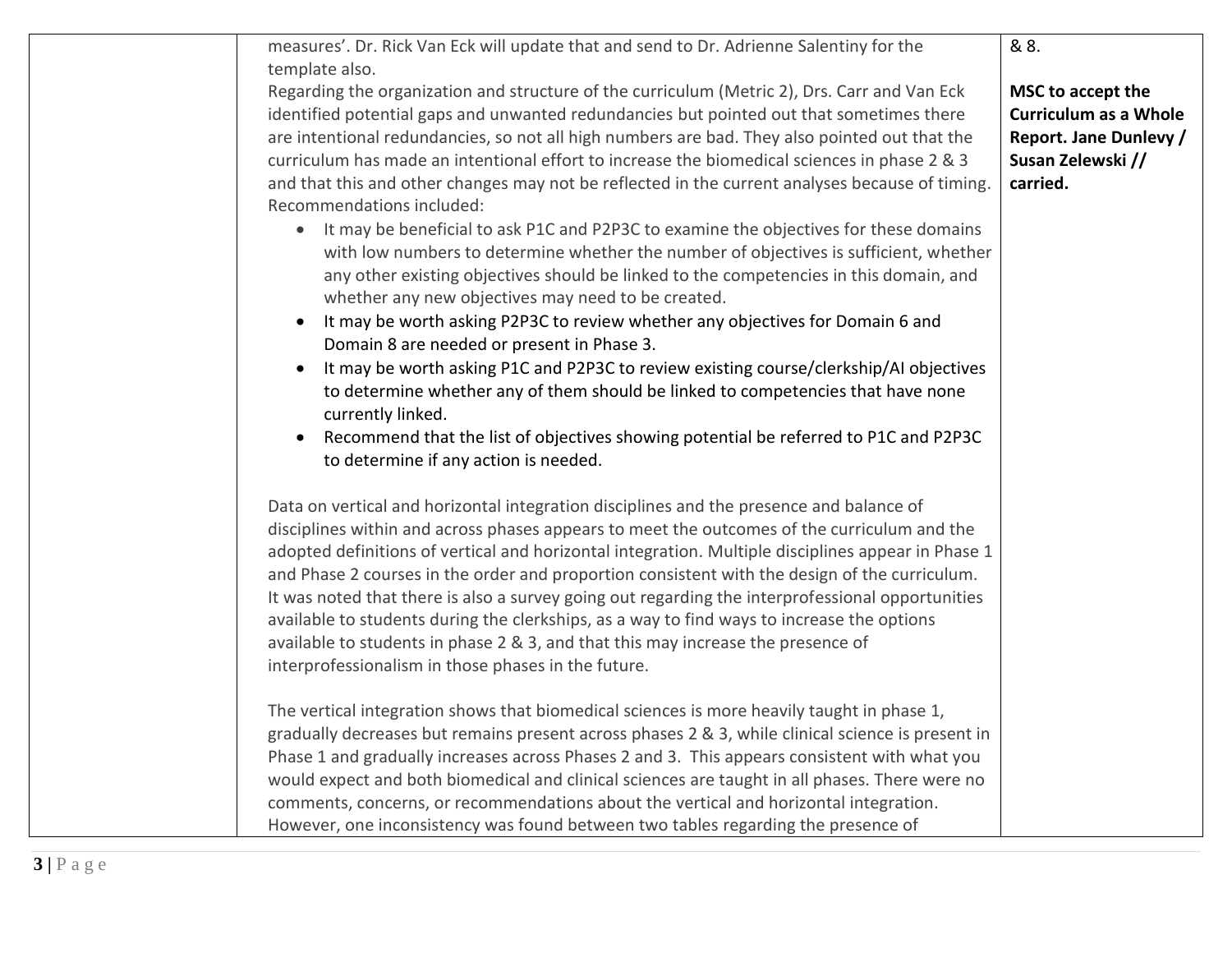| | | |
|---|---|---|
| | measures'. Dr. Rick Van Eck will update that and send to Dr. Adrienne Salentiny for the template also.<br>Regarding the organization and structure of the curriculum (Metric 2), Drs. Carr and Van Eck identified potential gaps and unwanted redundancies but pointed out that sometimes there are intentional redundancies, so not all high numbers are bad. They also pointed out that the curriculum has made an intentional effort to increase the biomedical sciences in phase 2 & 3 and that this and other changes may not be reflected in the current analyses because of timing. Recommendations included:<br>• It may be beneficial to ask P1C and P2P3C to examine the objectives for these domains with low numbers to determine whether the number of objectives is sufficient, whether any other existing objectives should be linked to the competencies in this domain, and whether any new objectives may need to be created.<br>• It may be worth asking P2P3C to review whether any objectives for Domain 6 and Domain 8 are needed or present in Phase 3.<br>• It may be worth asking P1C and P2P3C to review existing course/clerkship/AI objectives to determine whether any of them should be linked to competencies that have none currently linked.<br>• Recommend that the list of objectives showing potential be referred to P1C and P2P3C to determine if any action is needed.<br><br>Data on vertical and horizontal integration disciplines and the presence and balance of disciplines within and across phases appears to meet the outcomes of the curriculum and the adopted definitions of vertical and horizontal integration. Multiple disciplines appear in Phase 1 and Phase 2 courses in the order and proportion consistent with the design of the curriculum. It was noted that there is also a survey going out regarding the interprofessional opportunities available to students during the clerkships, as a way to find ways to increase the options available to students in phase 2 & 3, and that this may increase the presence of interprofessionalism in those phases in the future.<br><br>The vertical integration shows that biomedical sciences is more heavily taught in phase 1, gradually decreases but remains present across phases 2 & 3, while clinical science is present in Phase 1 and gradually increases across Phases 2 and 3. This appears consistent with what you would expect and both biomedical and clinical sciences are taught in all phases. There were no comments, concerns, or recommendations about the vertical and horizontal integration. However, one inconsistency was found between two tables regarding the presence of | & 8.<br><br>**MSC to accept the Curriculum as a Whole Report. Jane Dunlevy / Susan Zelewski // carried.** |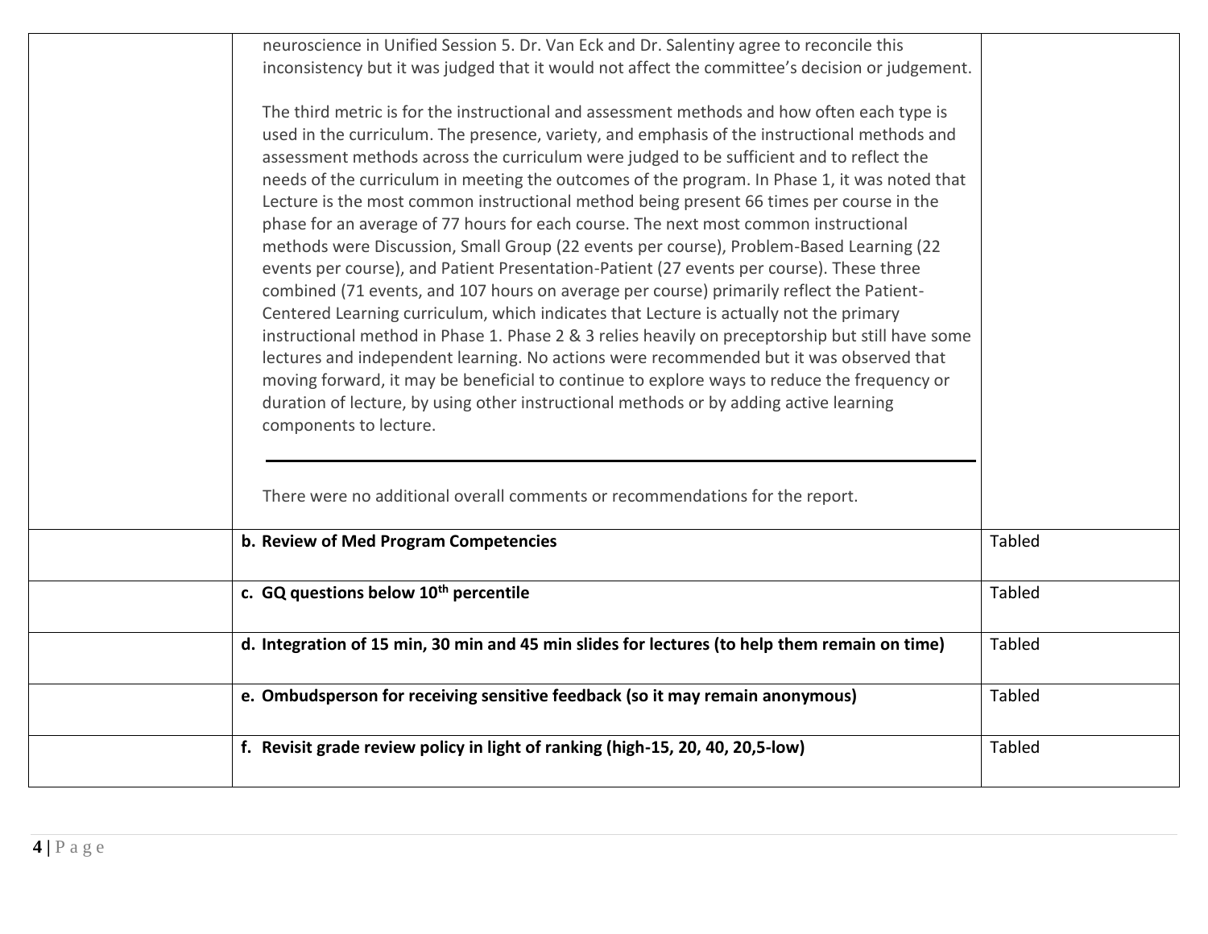| | | |
|---|---|---|
| | neuroscience in Unified Session 5. Dr. Van Eck and Dr. Salentiny agree to reconcile this inconsistency but it was judged that it would not affect the committee's decision or judgement.<br><br>The third metric is for the instructional and assessment methods and how often each type is used in the curriculum. The presence, variety, and emphasis of the instructional methods and assessment methods across the curriculum were judged to be sufficient and to reflect the needs of the curriculum in meeting the outcomes of the program. In Phase 1, it was noted that Lecture is the most common instructional method being present 66 times per course in the phase for an average of 77 hours for each course. The next most common instructional methods were Discussion, Small Group (22 events per course), Problem-Based Learning (22 events per course), and Patient Presentation-Patient (27 events per course). These three combined (71 events, and 107 hours on average per course) primarily reflect the Patient-Centered Learning curriculum, which indicates that Lecture is actually not the primary instructional method in Phase 1. Phase 2 & 3 relies heavily on preceptorship but still have some lectures and independent learning. No actions were recommended but it was observed that moving forward, it may be beneficial to continue to explore ways to reduce the frequency or duration of lecture, by using other instructional methods or by adding active learning components to lecture.<br><br>---<br><br>There were no additional overall comments or recommendations for the report. | |
| | **b. Review of Med Program Competencies** | Tabled |
| | **c. GQ questions below 10th percentile** | Tabled |
| | **d. Integration of 15 min, 30 min and 45 min slides for lectures (to help them remain on time)** | Tabled |
| | **e. Ombudsperson for receiving sensitive feedback (so it may remain anonymous)** | Tabled |
| | **f. Revisit grade review policy in light of ranking (high-15, 20, 40, 20,5-low)** | Tabled |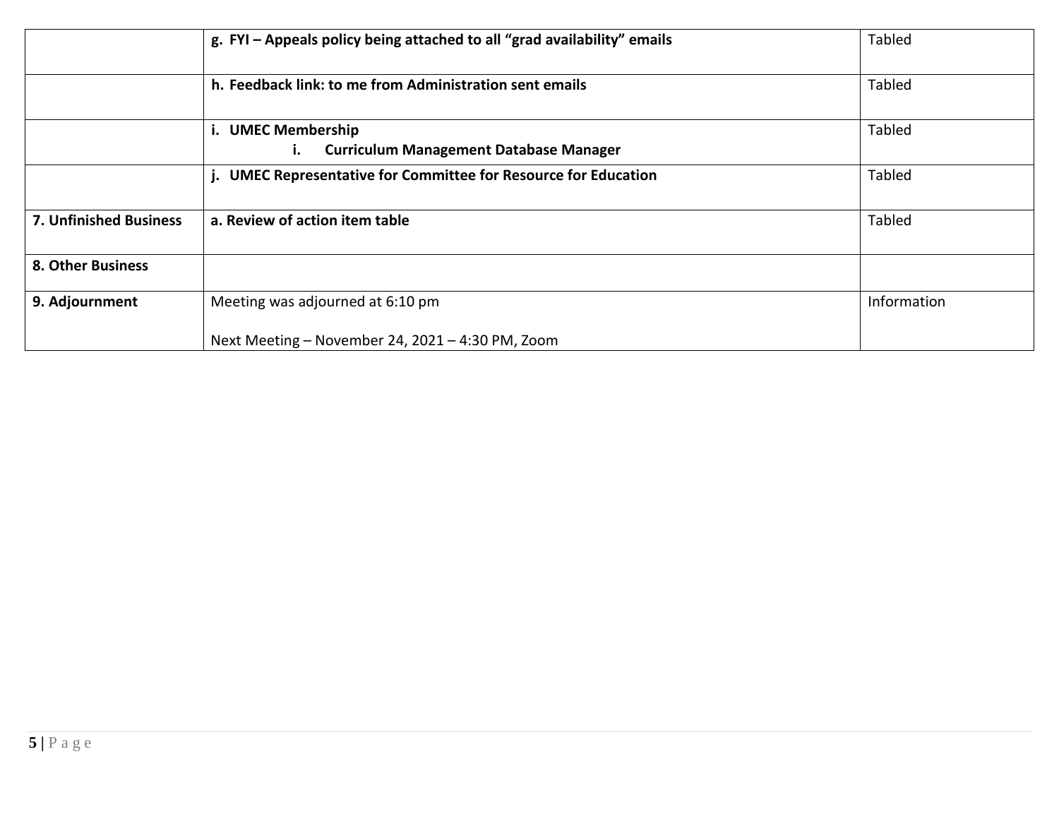| | | |
|---|---|---|
| | **g. FYI – Appeals policy being attached to all "grad availability" emails** | Tabled |
| | **h. Feedback link: to me from Administration sent emails** | Tabled |
| | **i. UMEC Membership**<br>**i. Curriculum Management Database Manager** | Tabled |
| | **j. UMEC Representative for Committee for Resource for Education** | Tabled |
| **7. Unfinished Business** | **a. Review of action item table** | Tabled |
| **8. Other Business** | | |
| **9. Adjournment** | Meeting was adjourned at 6:10 pm<br><br>Next Meeting – November 24, 2021 – 4:30 PM, Zoom | Information |